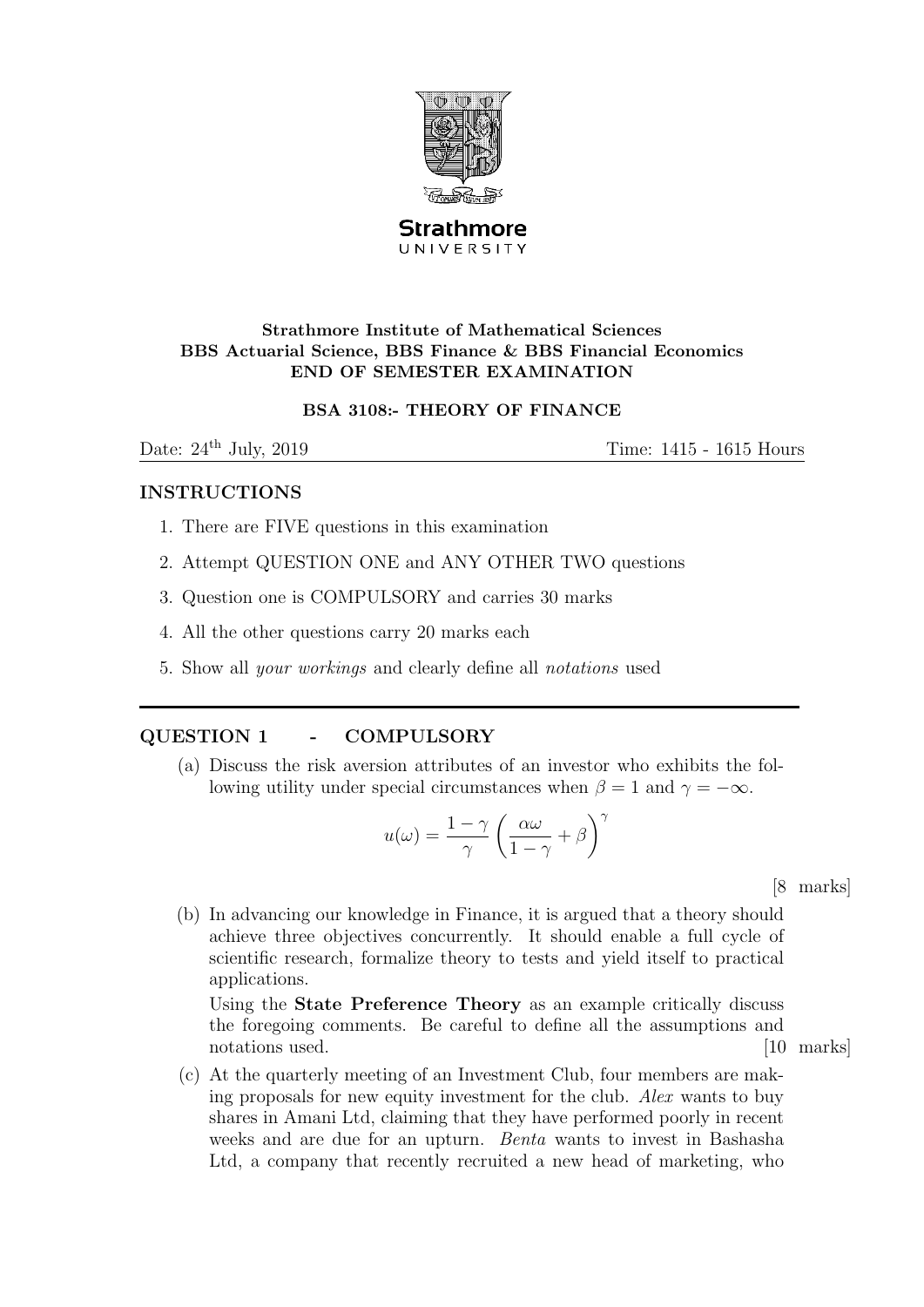Strathmore
UNIVERSITY

**Strathmore Institute of Mathematical Sciences**
**BBS Actuarial Science, BBS Finance & BBS Financial Economics**
**END OF SEMESTER EXAMINATION**

**BSA 3108:- THEORY OF FINANCE**

Date: 24th July, 2019 Time: 1415 - 1615 Hours

## INSTRUCTIONS

1. There are FIVE questions in this examination
2. Attempt QUESTION ONE and ANY OTHER TWO questions
3. Question one is COMPULSORY and carries 30 marks
4. All the other questions carry 20 marks each
5. Show all *your workings* and clearly define all *notations* used

---

## QUESTION 1 - COMPULSORY

(a) Discuss the risk aversion attributes of an investor who exhibits the following utility under special circumstances when $\beta = 1$ and $\gamma = -\infty$.

$$u(\omega) = \frac{1-\gamma}{\gamma}\left(\frac{\alpha\omega}{1-\gamma} + \beta\right)^{\gamma}$$

[8 marks]

(b) In advancing our knowledge in Finance, it is argued that a theory should achieve three objectives concurrently. It should enable a full cycle of scientific research, formalize theory to tests and yield itself to practical applications.

Using the **State Preference Theory** as an example critically discuss the foregoing comments. Be careful to define all the assumptions and notations used. [10 marks]

(c) At the quarterly meeting of an Investment Club, four members are making proposals for new equity investment for the club. *Alex* wants to buy shares in Amani Ltd, claiming that they have performed poorly in recent weeks and are due for an upturn. *Benta* wants to invest in Bashasha Ltd, a company that recently recruited a new head of marketing, who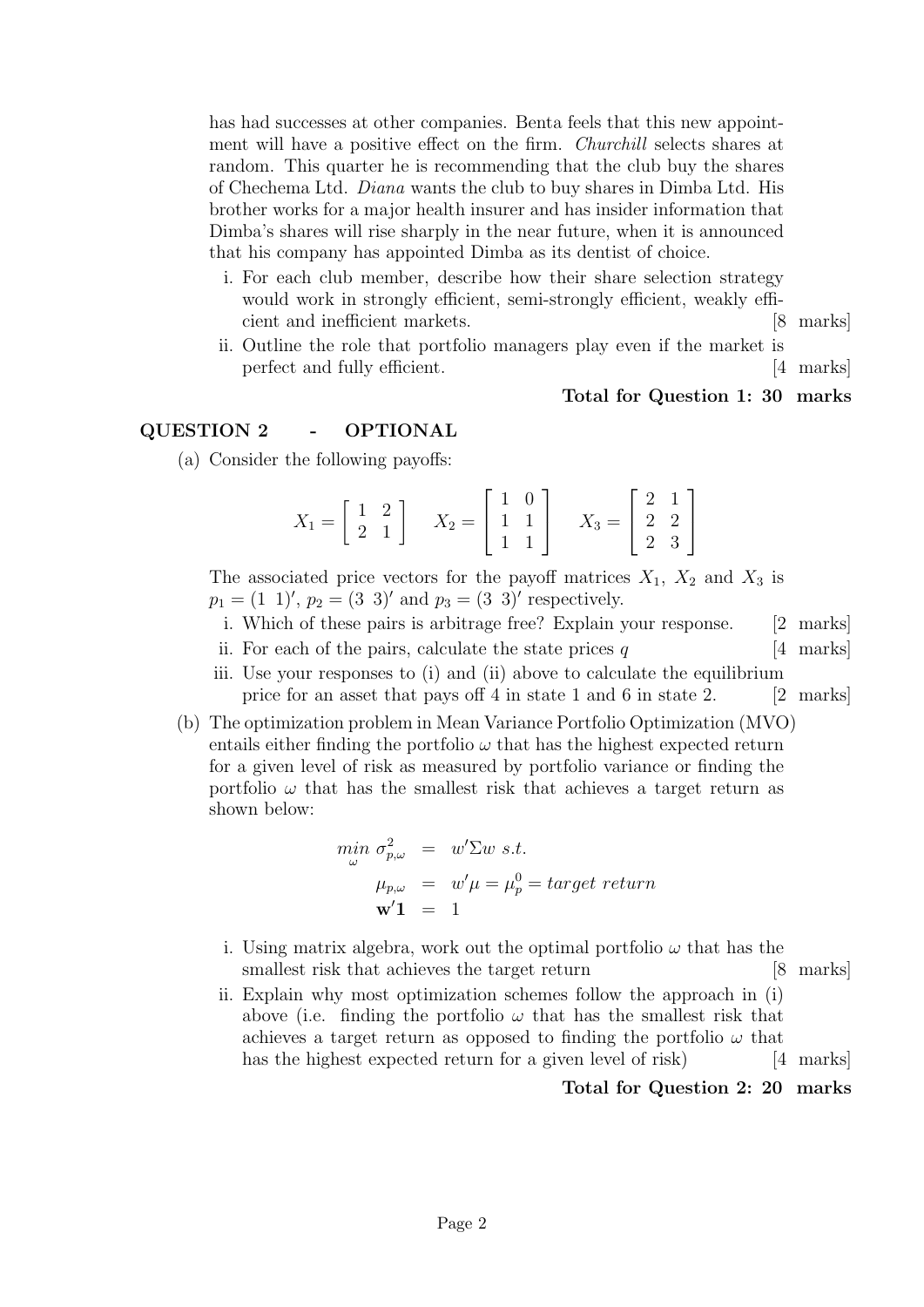has had successes at other companies. Benta feels that this new appointment will have a positive effect on the firm. *Churchill* selects shares at random. This quarter he is recommending that the club buy the shares of Chechema Ltd. *Diana* wants the club to buy shares in Dimba Ltd. His brother works for a major health insurer and has insider information that Dimba's shares will rise sharply in the near future, when it is announced that his company has appointed Dimba as its dentist of choice.

i. For each club member, describe how their share selection strategy would work in strongly efficient, semi-strongly efficient, weakly efficient and inefficient markets. [8 marks]

ii. Outline the role that portfolio managers play even if the market is perfect and fully efficient. [4 marks]

**Total for Question 1: 30 marks**

## QUESTION 2 - OPTIONAL

(a) Consider the following payoffs:

$$X_1 = \begin{bmatrix} 1 & 2 \\ 2 & 1 \end{bmatrix} \quad X_2 = \begin{bmatrix} 1 & 0 \\ 1 & 1 \\ 1 & 1 \end{bmatrix} \quad X_3 = \begin{bmatrix} 2 & 1 \\ 2 & 2 \\ 2 & 3 \end{bmatrix}$$

The associated price vectors for the payoff matrices $X_1$, $X_2$ and $X_3$ is $p_1 = (1 \ 1)'$, $p_2 = (3 \ 3)'$ and $p_3 = (3 \ 3)'$ respectively.

i. Which of these pairs is arbitrage free? Explain your response. [2 marks]

ii. For each of the pairs, calculate the state prices $q$ [4 marks]

iii. Use your responses to (i) and (ii) above to calculate the equilibrium price for an asset that pays off 4 in state 1 and 6 in state 2. [2 marks]

(b) The optimization problem in Mean Variance Portfolio Optimization (MVO) entails either finding the portfolio $\omega$ that has the highest expected return for a given level of risk as measured by portfolio variance or finding the portfolio $\omega$ that has the smallest risk that achieves a target return as shown below:

$$\begin{aligned} \min_{\omega} \ \sigma^2_{p,\omega} &= w'\Sigma w \ s.t. \\ \mu_{p,\omega} &= w'\mu = \mu^0_p = target\ return \\ \mathbf{w'1} &= 1 \end{aligned}$$

i. Using matrix algebra, work out the optimal portfolio $\omega$ that has the smallest risk that achieves the target return [8 marks]

ii. Explain why most optimization schemes follow the approach in (i) above (i.e. finding the portfolio $\omega$ that has the smallest risk that achieves a target return as opposed to finding the portfolio $\omega$ that has the highest expected return for a given level of risk) [4 marks]

**Total for Question 2: 20 marks**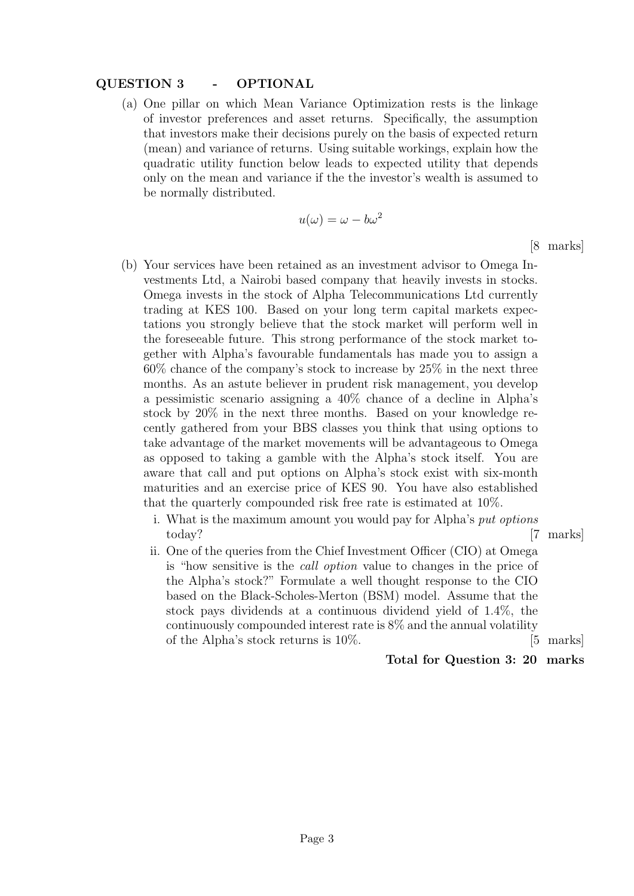## QUESTION 3 - OPTIONAL

(a) One pillar on which Mean Variance Optimization rests is the linkage of investor preferences and asset returns. Specifically, the assumption that investors make their decisions purely on the basis of expected return (mean) and variance of returns. Using suitable workings, explain how the quadratic utility function below leads to expected utility that depends only on the mean and variance if the the investor's wealth is assumed to be normally distributed.

$$u(\omega) = \omega - b\omega^2$$

[8 marks]

(b) Your services have been retained as an investment advisor to Omega Investments Ltd, a Nairobi based company that heavily invests in stocks. Omega invests in the stock of Alpha Telecommunications Ltd currently trading at KES 100. Based on your long term capital markets expectations you strongly believe that the stock market will perform well in the foreseeable future. This strong performance of the stock market together with Alpha's favourable fundamentals has made you to assign a 60% chance of the company's stock to increase by 25% in the next three months. As an astute believer in prudent risk management, you develop a pessimistic scenario assigning a 40% chance of a decline in Alpha's stock by 20% in the next three months. Based on your knowledge recently gathered from your BBS classes you think that using options to take advantage of the market movements will be advantageous to Omega as opposed to taking a gamble with the Alpha's stock itself. You are aware that call and put options on Alpha's stock exist with six-month maturities and an exercise price of KES 90. You have also established that the quarterly compounded risk free rate is estimated at 10%.

i. What is the maximum amount you would pay for Alpha's *put options* today? [7 marks]

ii. One of the queries from the Chief Investment Officer (CIO) at Omega is "how sensitive is the *call option* value to changes in the price of the Alpha's stock?" Formulate a well thought response to the CIO based on the Black-Scholes-Merton (BSM) model. Assume that the stock pays dividends at a continuous dividend yield of 1.4%, the continuously compounded interest rate is 8% and the annual volatility of the Alpha's stock returns is 10%. [5 marks]

**Total for Question 3: 20 marks**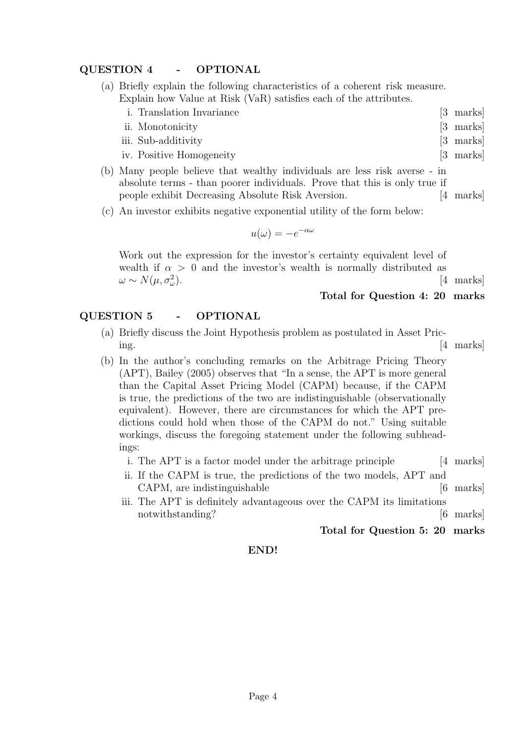## QUESTION 4 - OPTIONAL

(a) Briefly explain the following characteristics of a coherent risk measure. Explain how Value at Risk (VaR) satisfies each of the attributes.

   i. Translation Invariance [3 marks]

   ii. Monotonicity [3 marks]

   iii. Sub-additivity [3 marks]

   iv. Positive Homogeneity [3 marks]

(b) Many people believe that wealthy individuals are less risk averse - in absolute terms - than poorer individuals. Prove that this is only true if people exhibit Decreasing Absolute Risk Aversion. [4 marks]

(c) An investor exhibits negative exponential utility of the form below:

$$u(\omega) = -e^{-\alpha\omega}$$

Work out the expression for the investor's certainty equivalent level of wealth if $\alpha > 0$ and the investor's wealth is normally distributed as $\omega \sim N(\mu, \sigma_\omega^2)$. [4 marks]

**Total for Question 4: 20 marks**

## QUESTION 5 - OPTIONAL

(a) Briefly discuss the Joint Hypothesis problem as postulated in Asset Pricing. [4 marks]

(b) In the author's concluding remarks on the Arbitrage Pricing Theory (APT), Bailey (2005) observes that "In a sense, the APT is more general than the Capital Asset Pricing Model (CAPM) because, if the CAPM is true, the predictions of the two are indistinguishable (observationally equivalent). However, there are circumstances for which the APT predictions could hold when those of the CAPM do not." Using suitable workings, discuss the foregoing statement under the following subheadings:

   i. The APT is a factor model under the arbitrage principle [4 marks]

   ii. If the CAPM is true, the predictions of the two models, APT and CAPM, are indistinguishable [6 marks]

   iii. The APT is definitely advantageous over the CAPM its limitations notwithstanding? [6 marks]

**Total for Question 5: 20 marks**

**END!**